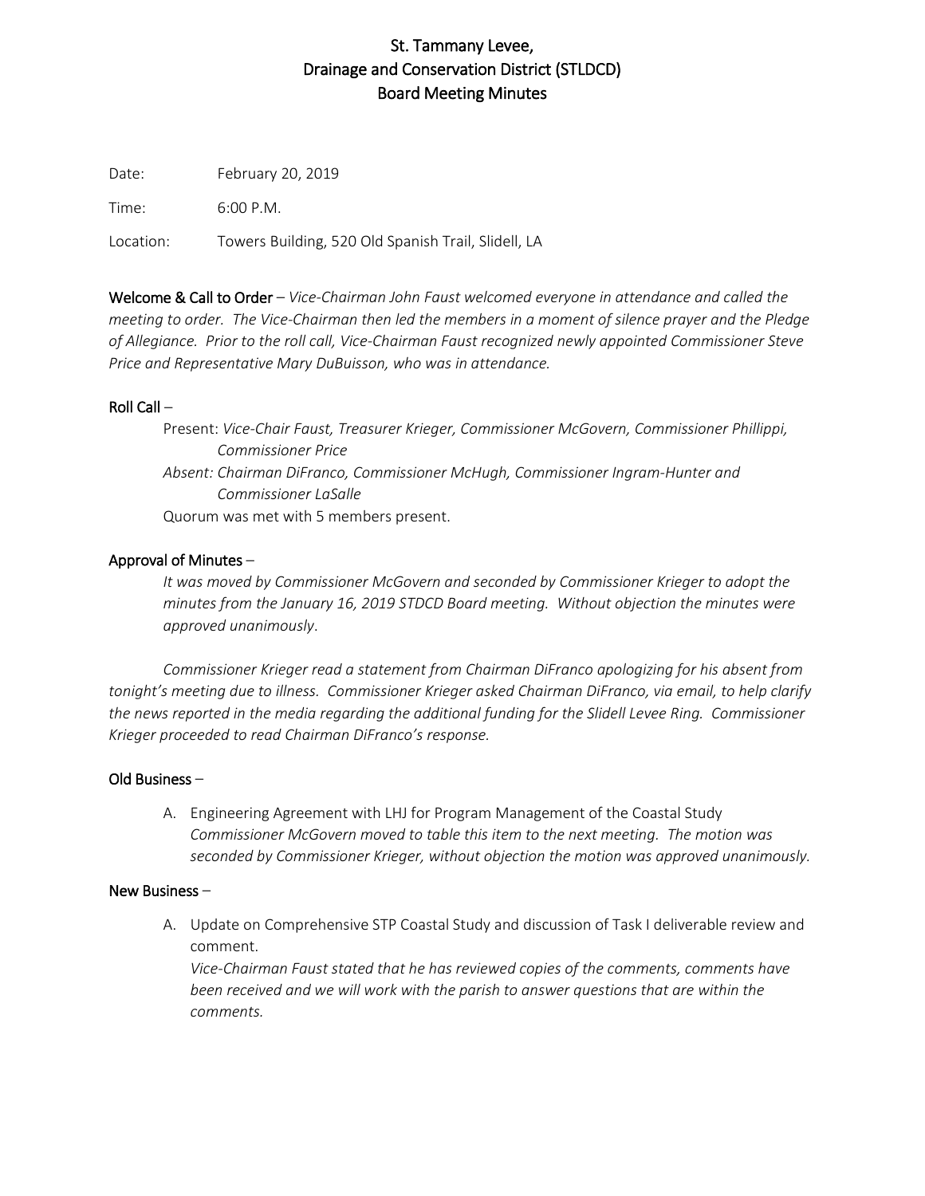# St. Tammany Levee, Drainage and Conservation District (STLDCD) Board Meeting Minutes

Date: February 20, 2019

Time: 6:00 P.M.

Location: Towers Building, 520 Old Spanish Trail, Slidell, LA

**Welcome & Call to Order** – *Vice-Chairman John Faust welcomed everyone in attendance and called the meeting to order. The Vice-Chairman then led the members in a moment of silence prayer and the Pledge of Allegiance. Prior to the roll call, Vice-Chairman Faust recognized newly appointed Commissioner Steve Price and Representative Mary DuBuisson, who was in attendance.*

**Roll Call** –

Present: *Vice-Chair Faust, Treasurer Krieger, Commissioner McGovern, Commissioner Phillippi, Commissioner Price*

Absent: *Chairman DiFranco, Commissioner McHugh, Commissioner Ingram-Hunter and Commissioner LaSalle*

Quorum was met with 5 members present.

**Approval of Minutes** –

*It was moved by Commissioner McGovern and seconded by Commissioner Krieger to adopt the minutes from the January 16, 2019 STDCD Board meeting. Without objection the minutes were approved unanimously*.

*Commissioner Krieger read a statement from Chairman DiFranco apologizing for his absent from tonight's meeting due to illness. Commissioner Krieger asked Chairman DiFranco, via email, to help clarify the news reported in the media regarding the additional funding for the Slidell Levee Ring. Commissioner Krieger proceeded to read Chairman DiFranco's response.*

**Old Business** –

A. Engineering Agreement with LHJ for Program Management of the Coastal Study
*Commissioner McGovern moved to table this item to the next meeting. The motion was seconded by Commissioner Krieger, without objection the motion was approved unanimously.*

**New Business** –

A. Update on Comprehensive STP Coastal Study and discussion of Task I deliverable review and comment.
*Vice-Chairman Faust stated that he has reviewed copies of the comments, comments have been received and we will work with the parish to answer questions that are within the comments.*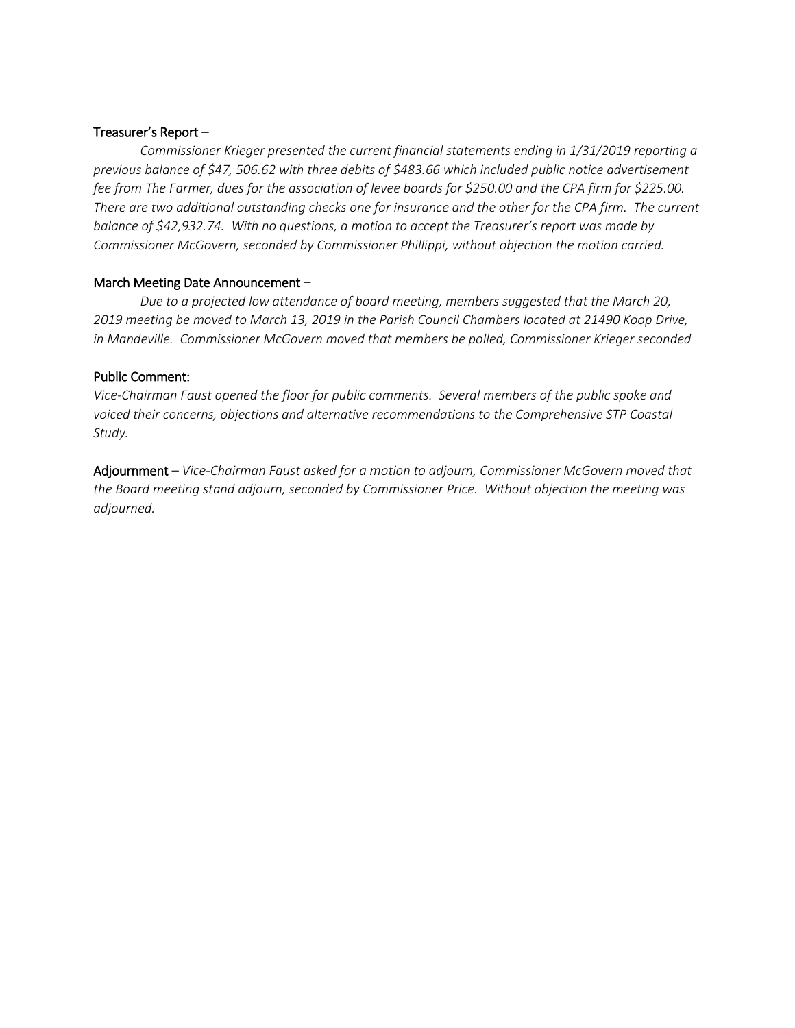Treasurer's Report –

*Commissioner Krieger presented the current financial statements ending in 1/31/2019 reporting a previous balance of $47, 506.62 with three debits of $483.66 which included public notice advertisement fee from The Farmer, dues for the association of levee boards for $250.00 and the CPA firm for $225.00. There are two additional outstanding checks one for insurance and the other for the CPA firm. The current balance of $42,932.74. With no questions, a motion to accept the Treasurer's report was made by Commissioner McGovern, seconded by Commissioner Phillippi, without objection the motion carried.*

March Meeting Date Announcement –

*Due to a projected low attendance of board meeting, members suggested that the March 20, 2019 meeting be moved to March 13, 2019 in the Parish Council Chambers located at 21490 Koop Drive, in Mandeville. Commissioner McGovern moved that members be polled, Commissioner Krieger seconded*

Public Comment:

*Vice-Chairman Faust opened the floor for public comments. Several members of the public spoke and voiced their concerns, objections and alternative recommendations to the Comprehensive STP Coastal Study.*

**Adjournment** – *Vice-Chairman Faust asked for a motion to adjourn, Commissioner McGovern moved that the Board meeting stand adjourn, seconded by Commissioner Price. Without objection the meeting was adjourned.*